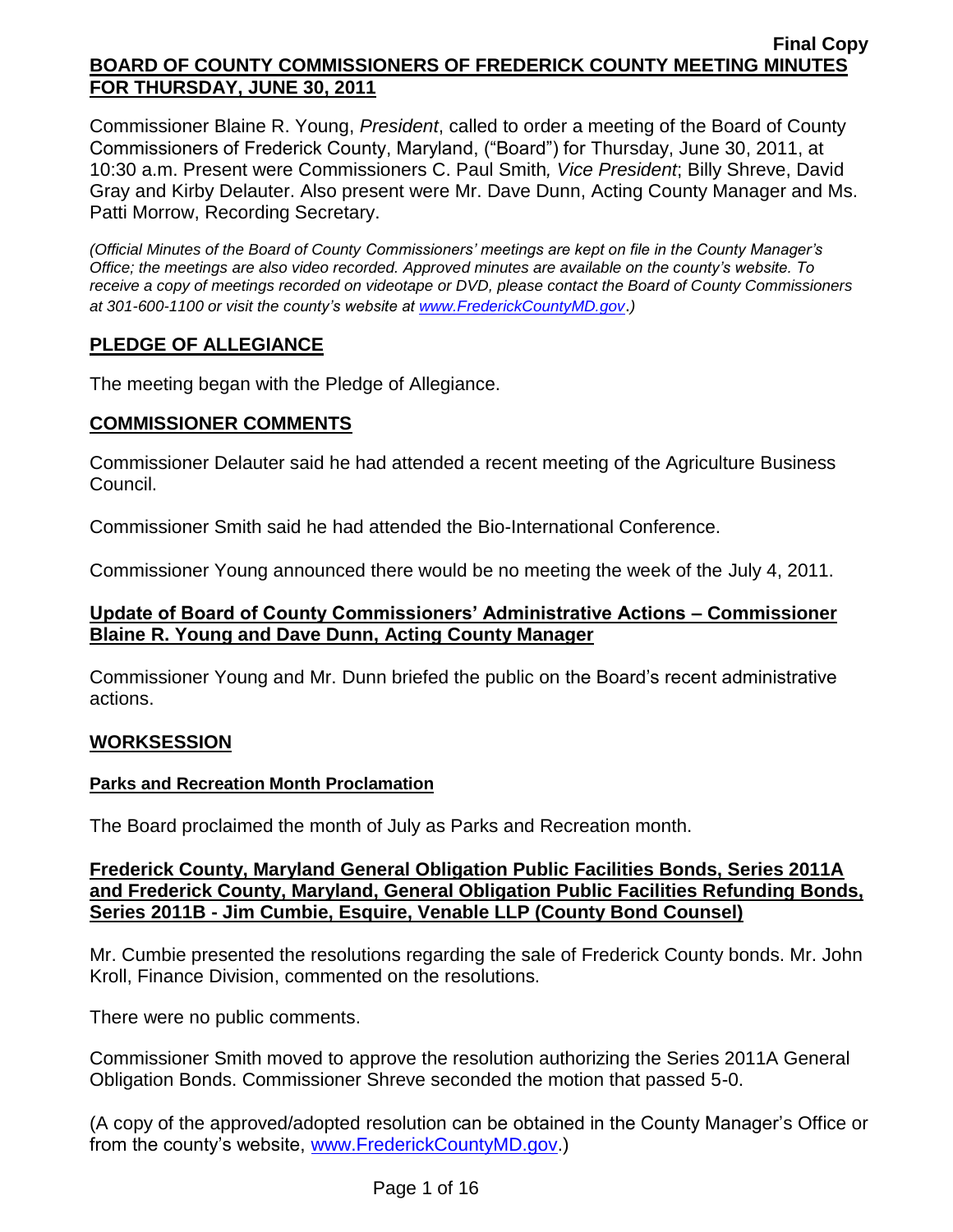**Final Copy**

# BOARD OF COUNTY COMMISSIONERS OF FREDERICK COUNTY MEETING MINUTES FOR THURSDAY, JUNE 30, 2011

Commissioner Blaine R. Young, *President*, called to order a meeting of the Board of County Commissioners of Frederick County, Maryland, ("Board") for Thursday, June 30, 2011, at 10:30 a.m. Present were Commissioners C. Paul Smith*, Vice President*; Billy Shreve, David Gray and Kirby Delauter. Also present were Mr. Dave Dunn, Acting County Manager and Ms. Patti Morrow, Recording Secretary.

*(Official Minutes of the Board of County Commissioners' meetings are kept on file in the County Manager's Office; the meetings are also video recorded. Approved minutes are available on the county's website. To receive a copy of meetings recorded on videotape or DVD, please contact the Board of County Commissioners at 301-600-1100 or visit the county's website at www.FrederickCountyMD.gov.)*

## PLEDGE OF ALLEGIANCE

The meeting began with the Pledge of Allegiance.

## COMMISSIONER COMMENTS

Commissioner Delauter said he had attended a recent meeting of the Agriculture Business Council.

Commissioner Smith said he had attended the Bio-International Conference.

Commissioner Young announced there would be no meeting the week of the July 4, 2011.

## Update of Board of County Commissioners' Administrative Actions – Commissioner Blaine R. Young and Dave Dunn, Acting County Manager

Commissioner Young and Mr. Dunn briefed the public on the Board's recent administrative actions.

## WORKSESSION

### Parks and Recreation Month Proclamation

The Board proclaimed the month of July as Parks and Recreation month.

### Frederick County, Maryland General Obligation Public Facilities Bonds, Series 2011A and Frederick County, Maryland, General Obligation Public Facilities Refunding Bonds, Series 2011B - Jim Cumbie, Esquire, Venable LLP (County Bond Counsel)

Mr. Cumbie presented the resolutions regarding the sale of Frederick County bonds. Mr. John Kroll, Finance Division, commented on the resolutions.

There were no public comments.

Commissioner Smith moved to approve the resolution authorizing the Series 2011A General Obligation Bonds. Commissioner Shreve seconded the motion that passed 5-0.

(A copy of the approved/adopted resolution can be obtained in the County Manager's Office or from the county's website, www.FrederickCountyMD.gov.)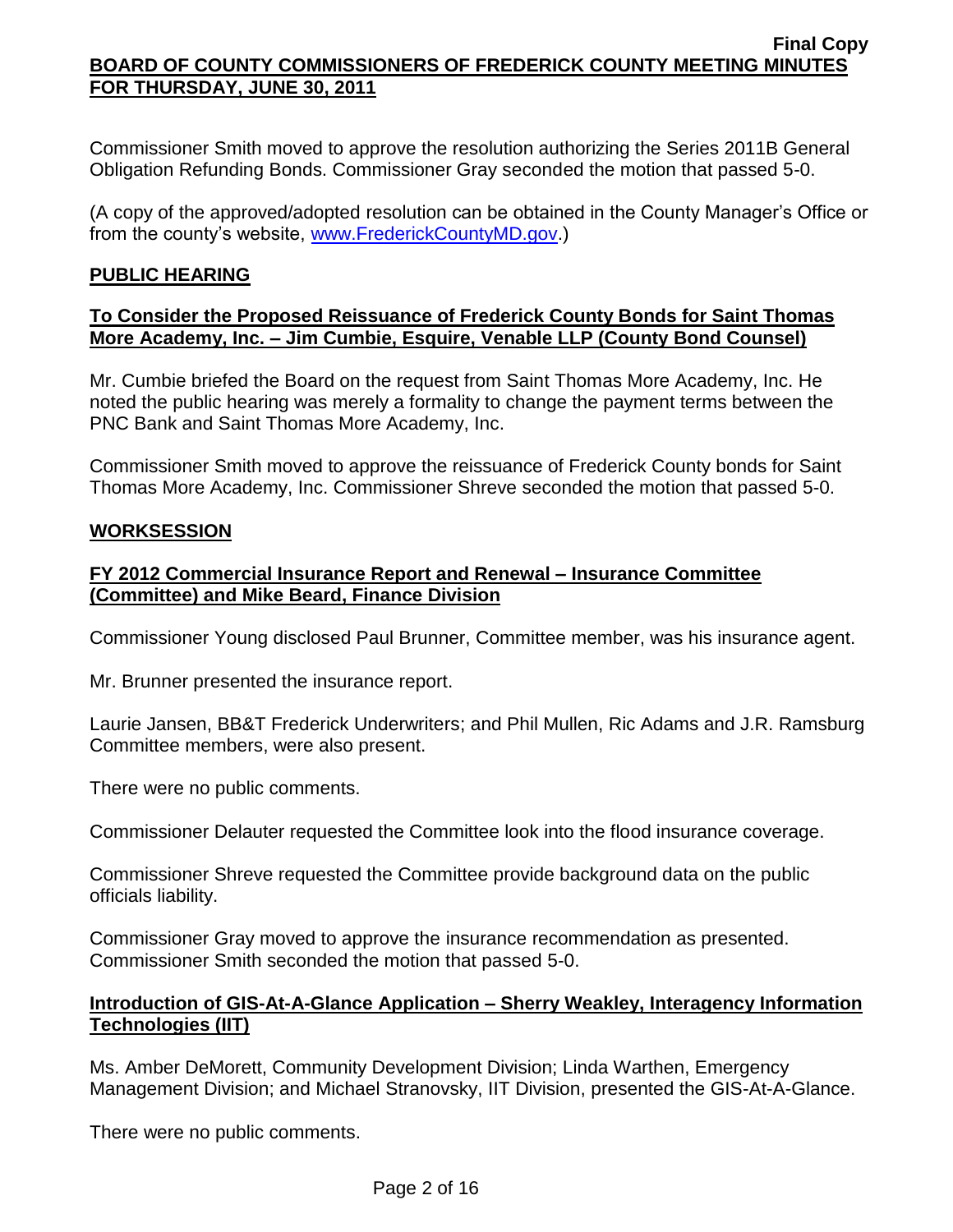Commissioner Smith moved to approve the resolution authorizing the Series 2011B General Obligation Refunding Bonds. Commissioner Gray seconded the motion that passed 5-0.

(A copy of the approved/adopted resolution can be obtained in the County Manager's Office or from the county's website, www.FrederickCountyMD.gov.)

## PUBLIC HEARING

### To Consider the Proposed Reissuance of Frederick County Bonds for Saint Thomas More Academy, Inc. – Jim Cumbie, Esquire, Venable LLP (County Bond Counsel)

Mr. Cumbie briefed the Board on the request from Saint Thomas More Academy, Inc. He noted the public hearing was merely a formality to change the payment terms between the PNC Bank and Saint Thomas More Academy, Inc.

Commissioner Smith moved to approve the reissuance of Frederick County bonds for Saint Thomas More Academy, Inc. Commissioner Shreve seconded the motion that passed 5-0.

## WORKSESSION

### FY 2012 Commercial Insurance Report and Renewal – Insurance Committee (Committee) and Mike Beard, Finance Division

Commissioner Young disclosed Paul Brunner, Committee member, was his insurance agent.

Mr. Brunner presented the insurance report.

Laurie Jansen, BB&T Frederick Underwriters; and Phil Mullen, Ric Adams and J.R. Ramsburg Committee members, were also present.

There were no public comments.

Commissioner Delauter requested the Committee look into the flood insurance coverage.

Commissioner Shreve requested the Committee provide background data on the public officials liability.

Commissioner Gray moved to approve the insurance recommendation as presented. Commissioner Smith seconded the motion that passed 5-0.

### Introduction of GIS-At-A-Glance Application – Sherry Weakley, Interagency Information Technologies (IIT)

Ms. Amber DeMorett, Community Development Division; Linda Warthen, Emergency Management Division; and Michael Stranovsky, IIT Division, presented the GIS-At-A-Glance.

There were no public comments.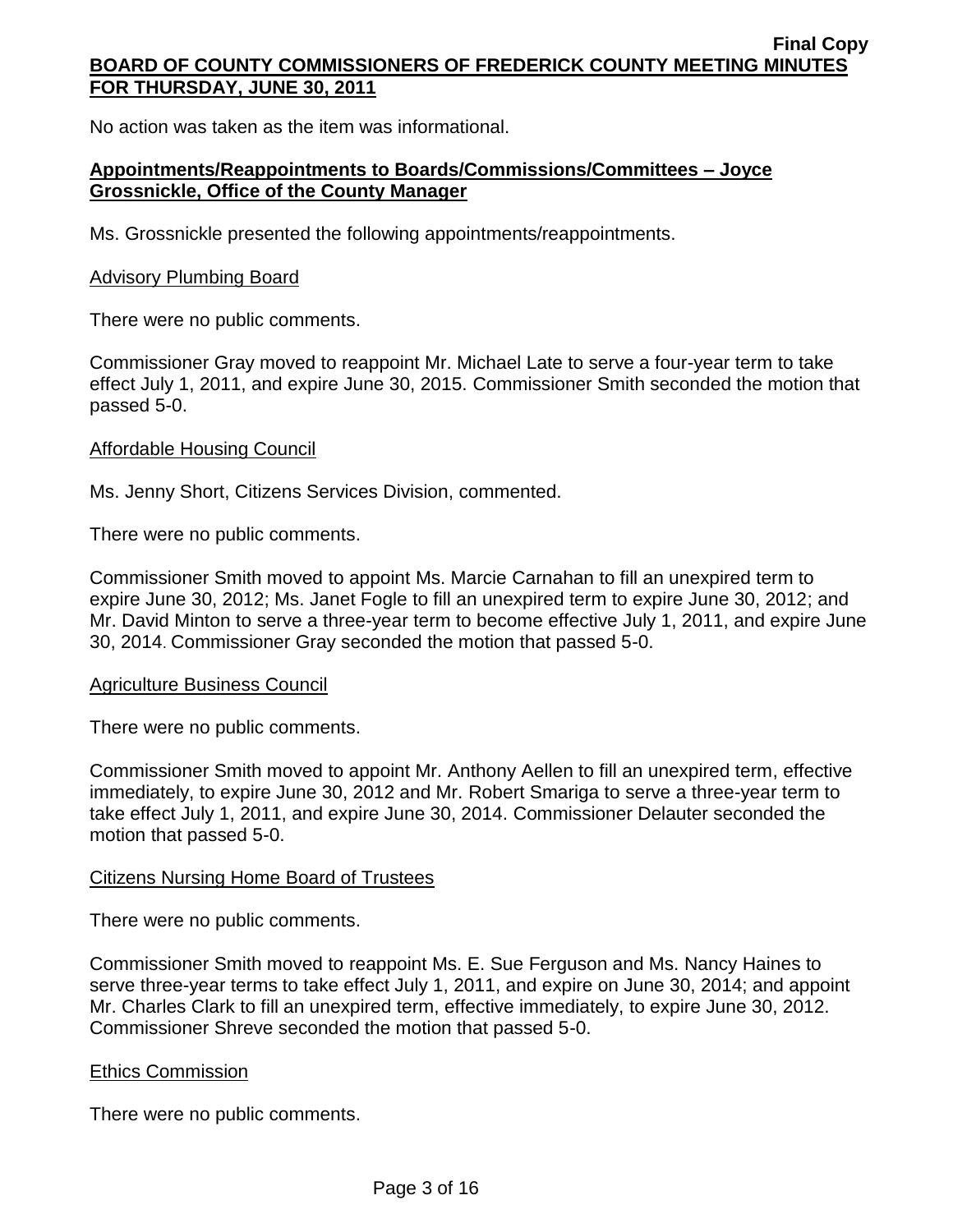No action was taken as the item was informational.

**Appointments/Reappointments to Boards/Commissions/Committees – Joyce Grossnickle, Office of the County Manager**

Ms. Grossnickle presented the following appointments/reappointments.

Advisory Plumbing Board

There were no public comments.

Commissioner Gray moved to reappoint Mr. Michael Late to serve a four-year term to take effect July 1, 2011, and expire June 30, 2015. Commissioner Smith seconded the motion that passed 5-0.

Affordable Housing Council

Ms. Jenny Short, Citizens Services Division, commented.

There were no public comments.

Commissioner Smith moved to appoint Ms. Marcie Carnahan to fill an unexpired term to expire June 30, 2012; Ms. Janet Fogle to fill an unexpired term to expire June 30, 2012; and Mr. David Minton to serve a three-year term to become effective July 1, 2011, and expire June 30, 2014. Commissioner Gray seconded the motion that passed 5-0.

Agriculture Business Council

There were no public comments.

Commissioner Smith moved to appoint Mr. Anthony Aellen to fill an unexpired term, effective immediately, to expire June 30, 2012 and Mr. Robert Smariga to serve a three-year term to take effect July 1, 2011, and expire June 30, 2014. Commissioner Delauter seconded the motion that passed 5-0.

Citizens Nursing Home Board of Trustees

There were no public comments.

Commissioner Smith moved to reappoint Ms. E. Sue Ferguson and Ms. Nancy Haines to serve three-year terms to take effect July 1, 2011, and expire on June 30, 2014; and appoint Mr. Charles Clark to fill an unexpired term, effective immediately, to expire June 30, 2012. Commissioner Shreve seconded the motion that passed 5-0.

Ethics Commission

There were no public comments.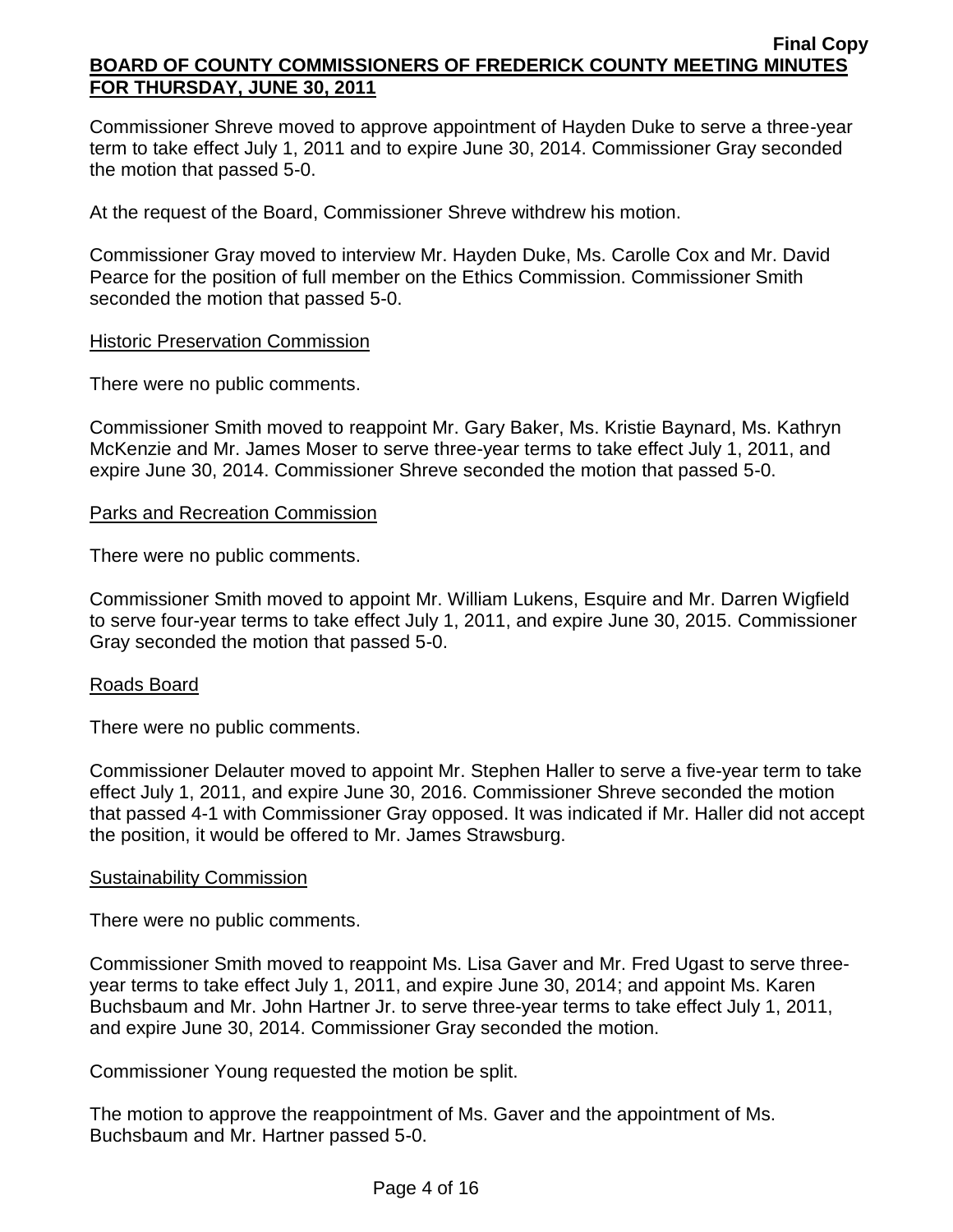Commissioner Shreve moved to approve appointment of Hayden Duke to serve a three-year term to take effect July 1, 2011 and to expire June 30, 2014. Commissioner Gray seconded the motion that passed 5-0.

At the request of the Board, Commissioner Shreve withdrew his motion.

Commissioner Gray moved to interview Mr. Hayden Duke, Ms. Carolle Cox and Mr. David Pearce for the position of full member on the Ethics Commission. Commissioner Smith seconded the motion that passed 5-0.

Historic Preservation Commission

There were no public comments.

Commissioner Smith moved to reappoint Mr. Gary Baker, Ms. Kristie Baynard, Ms. Kathryn McKenzie and Mr. James Moser to serve three-year terms to take effect July 1, 2011, and expire June 30, 2014. Commissioner Shreve seconded the motion that passed 5-0.

Parks and Recreation Commission

There were no public comments.

Commissioner Smith moved to appoint Mr. William Lukens, Esquire and Mr. Darren Wigfield to serve four-year terms to take effect July 1, 2011, and expire June 30, 2015. Commissioner Gray seconded the motion that passed 5-0.

Roads Board

There were no public comments.

Commissioner Delauter moved to appoint Mr. Stephen Haller to serve a five-year term to take effect July 1, 2011, and expire June 30, 2016. Commissioner Shreve seconded the motion that passed 4-1 with Commissioner Gray opposed. It was indicated if Mr. Haller did not accept the position, it would be offered to Mr. James Strawsburg.

Sustainability Commission

There were no public comments.

Commissioner Smith moved to reappoint Ms. Lisa Gaver and Mr. Fred Ugast to serve three-year terms to take effect July 1, 2011, and expire June 30, 2014; and appoint Ms. Karen Buchsbaum and Mr. John Hartner Jr. to serve three-year terms to take effect July 1, 2011, and expire June 30, 2014. Commissioner Gray seconded the motion.

Commissioner Young requested the motion be split.

The motion to approve the reappointment of Ms. Gaver and the appointment of Ms. Buchsbaum and Mr. Hartner passed 5-0.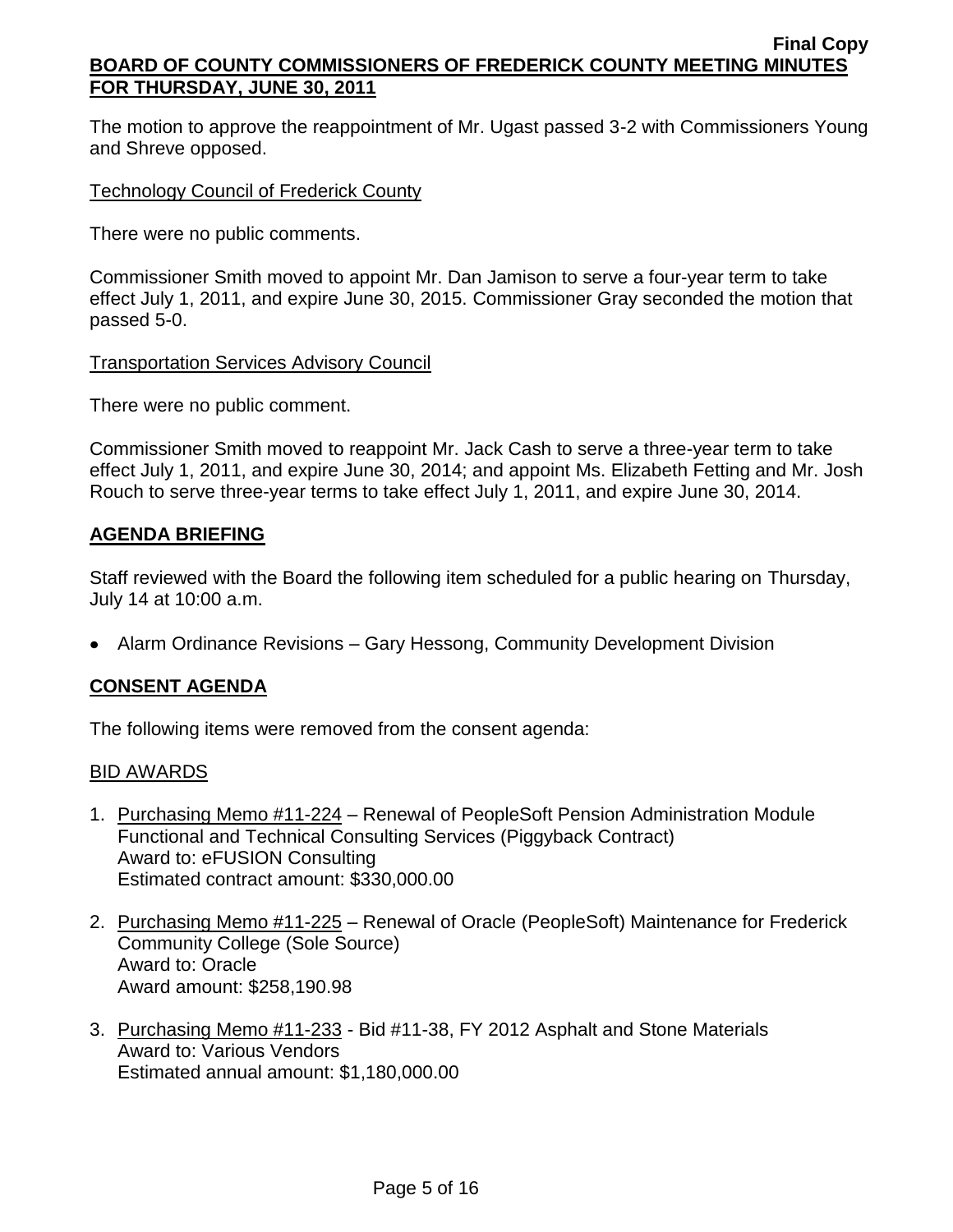The motion to approve the reappointment of Mr. Ugast passed 3-2 with Commissioners Young and Shreve opposed.

Technology Council of Frederick County

There were no public comments.

Commissioner Smith moved to appoint Mr. Dan Jamison to serve a four-year term to take effect July 1, 2011, and expire June 30, 2015. Commissioner Gray seconded the motion that passed 5-0.

Transportation Services Advisory Council

There were no public comment.

Commissioner Smith moved to reappoint Mr. Jack Cash to serve a three-year term to take effect July 1, 2011, and expire June 30, 2014; and appoint Ms. Elizabeth Fetting and Mr. Josh Rouch to serve three-year terms to take effect July 1, 2011, and expire June 30, 2014.

## AGENDA BRIEFING

Staff reviewed with the Board the following item scheduled for a public hearing on Thursday, July 14 at 10:00 a.m.

- Alarm Ordinance Revisions – Gary Hessong, Community Development Division

## CONSENT AGENDA

The following items were removed from the consent agenda:

BID AWARDS

1. Purchasing Memo #11-224 – Renewal of PeopleSoft Pension Administration Module Functional and Technical Consulting Services (Piggyback Contract)
   Award to: eFUSION Consulting
   Estimated contract amount: $330,000.00

2. Purchasing Memo #11-225 – Renewal of Oracle (PeopleSoft) Maintenance for Frederick Community College (Sole Source)
   Award to: Oracle
   Award amount: $258,190.98

3. Purchasing Memo #11-233 - Bid #11-38, FY 2012 Asphalt and Stone Materials
   Award to: Various Vendors
   Estimated annual amount: $1,180,000.00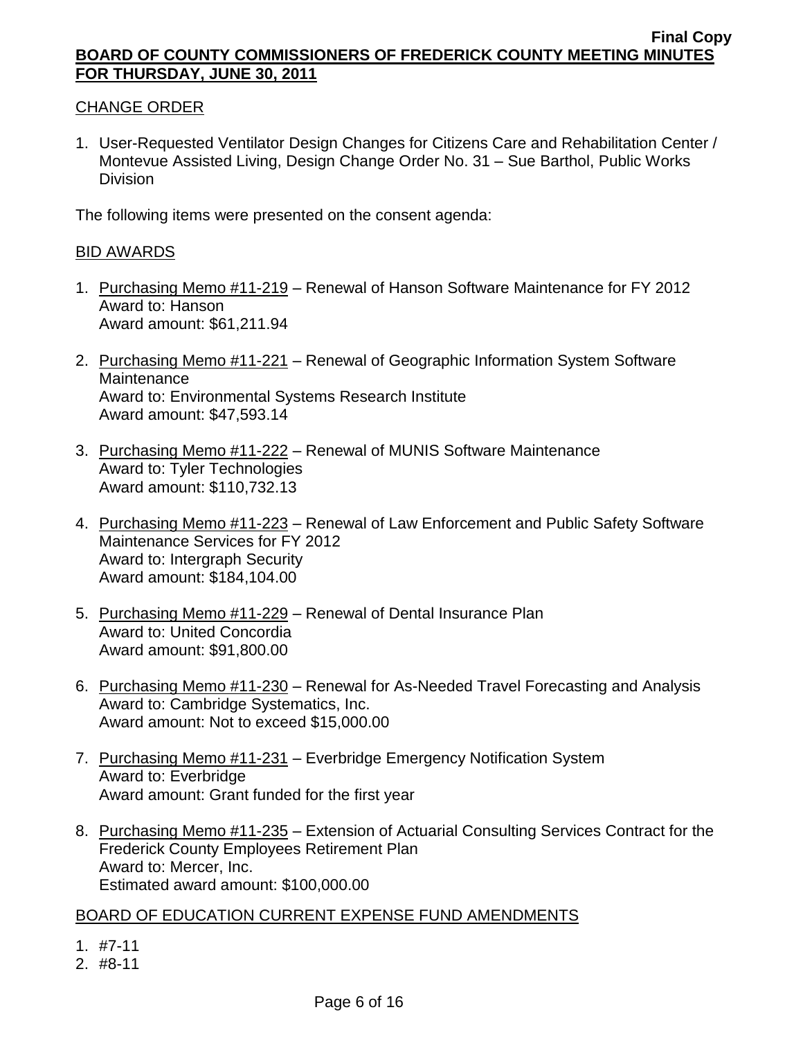CHANGE ORDER

1. User-Requested Ventilator Design Changes for Citizens Care and Rehabilitation Center / Montevue Assisted Living, Design Change Order No. 31 – Sue Barthol, Public Works Division

The following items were presented on the consent agenda:

BID AWARDS

1. Purchasing Memo #11-219 – Renewal of Hanson Software Maintenance for FY 2012
   Award to: Hanson
   Award amount: $61,211.94

2. Purchasing Memo #11-221 – Renewal of Geographic Information System Software Maintenance
   Award to: Environmental Systems Research Institute
   Award amount: $47,593.14

3. Purchasing Memo #11-222 – Renewal of MUNIS Software Maintenance
   Award to: Tyler Technologies
   Award amount: $110,732.13

4. Purchasing Memo #11-223 – Renewal of Law Enforcement and Public Safety Software Maintenance Services for FY 2012
   Award to: Intergraph Security
   Award amount: $184,104.00

5. Purchasing Memo #11-229 – Renewal of Dental Insurance Plan
   Award to: United Concordia
   Award amount: $91,800.00

6. Purchasing Memo #11-230 – Renewal for As-Needed Travel Forecasting and Analysis
   Award to: Cambridge Systematics, Inc.
   Award amount: Not to exceed $15,000.00

7. Purchasing Memo #11-231 – Everbridge Emergency Notification System
   Award to: Everbridge
   Award amount: Grant funded for the first year

8. Purchasing Memo #11-235 – Extension of Actuarial Consulting Services Contract for the Frederick County Employees Retirement Plan
   Award to: Mercer, Inc.
   Estimated award amount: $100,000.00

BOARD OF EDUCATION CURRENT EXPENSE FUND AMENDMENTS

1. #7-11
2. #8-11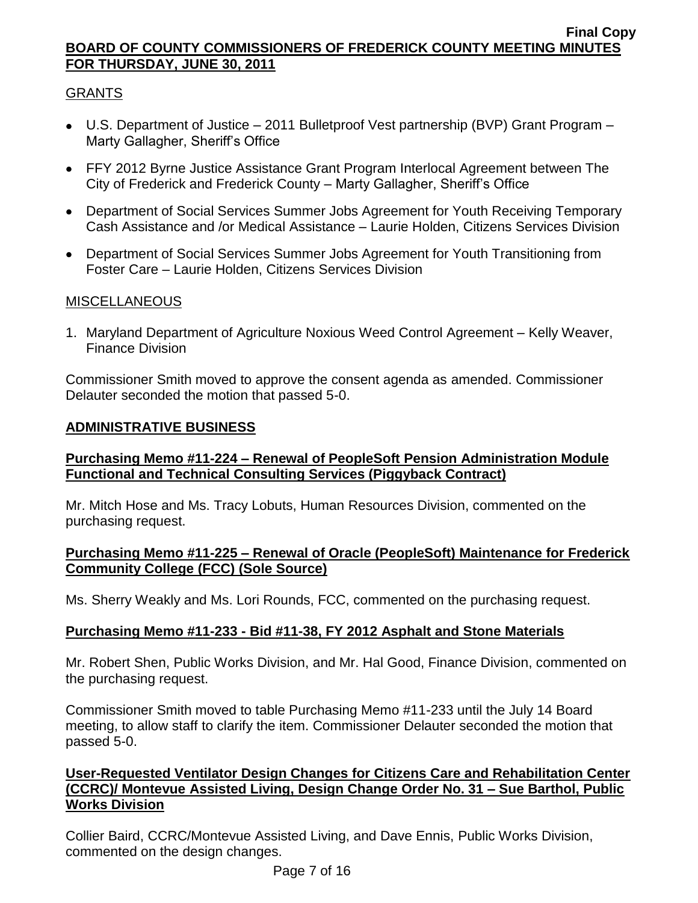GRANTS

- U.S. Department of Justice – 2011 Bulletproof Vest partnership (BVP) Grant Program – Marty Gallagher, Sheriff's Office
- FFY 2012 Byrne Justice Assistance Grant Program Interlocal Agreement between The City of Frederick and Frederick County – Marty Gallagher, Sheriff's Office
- Department of Social Services Summer Jobs Agreement for Youth Receiving Temporary Cash Assistance and /or Medical Assistance – Laurie Holden, Citizens Services Division
- Department of Social Services Summer Jobs Agreement for Youth Transitioning from Foster Care – Laurie Holden, Citizens Services Division

MISCELLANEOUS

1. Maryland Department of Agriculture Noxious Weed Control Agreement – Kelly Weaver, Finance Division

Commissioner Smith moved to approve the consent agenda as amended. Commissioner Delauter seconded the motion that passed 5-0.

## ADMINISTRATIVE BUSINESS

### Purchasing Memo #11-224 – Renewal of PeopleSoft Pension Administration Module Functional and Technical Consulting Services (Piggyback Contract)

Mr. Mitch Hose and Ms. Tracy Lobuts, Human Resources Division, commented on the purchasing request.

### Purchasing Memo #11-225 – Renewal of Oracle (PeopleSoft) Maintenance for Frederick Community College (FCC) (Sole Source)

Ms. Sherry Weakly and Ms. Lori Rounds, FCC, commented on the purchasing request.

### Purchasing Memo #11-233 - Bid #11-38, FY 2012 Asphalt and Stone Materials

Mr. Robert Shen, Public Works Division, and Mr. Hal Good, Finance Division, commented on the purchasing request.

Commissioner Smith moved to table Purchasing Memo #11-233 until the July 14 Board meeting, to allow staff to clarify the item. Commissioner Delauter seconded the motion that passed 5-0.

### User-Requested Ventilator Design Changes for Citizens Care and Rehabilitation Center (CCRC)/ Montevue Assisted Living, Design Change Order No. 31 – Sue Barthol, Public Works Division

Collier Baird, CCRC/Montevue Assisted Living, and Dave Ennis, Public Works Division, commented on the design changes.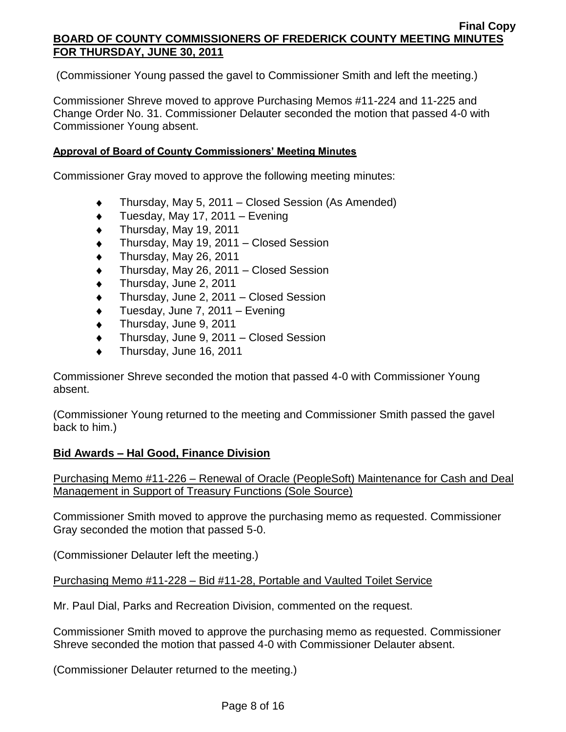(Commissioner Young passed the gavel to Commissioner Smith and left the meeting.)

Commissioner Shreve moved to approve Purchasing Memos #11-224 and 11-225 and Change Order No. 31. Commissioner Delauter seconded the motion that passed 4-0 with Commissioner Young absent.

**Approval of Board of County Commissioners' Meeting Minutes**

Commissioner Gray moved to approve the following meeting minutes:

- Thursday, May 5, 2011 – Closed Session (As Amended)
- Tuesday, May 17, 2011 – Evening
- Thursday, May 19, 2011
- Thursday, May 19, 2011 – Closed Session
- Thursday, May 26, 2011
- Thursday, May 26, 2011 – Closed Session
- Thursday, June 2, 2011
- Thursday, June 2, 2011 – Closed Session
- Tuesday, June 7, 2011 – Evening
- Thursday, June 9, 2011
- Thursday, June 9, 2011 – Closed Session
- Thursday, June 16, 2011

Commissioner Shreve seconded the motion that passed 4-0 with Commissioner Young absent.

(Commissioner Young returned to the meeting and Commissioner Smith passed the gavel back to him.)

**Bid Awards – Hal Good, Finance Division**

Purchasing Memo #11-226 – Renewal of Oracle (PeopleSoft) Maintenance for Cash and Deal Management in Support of Treasury Functions (Sole Source)

Commissioner Smith moved to approve the purchasing memo as requested. Commissioner Gray seconded the motion that passed 5-0.

(Commissioner Delauter left the meeting.)

Purchasing Memo #11-228 – Bid #11-28, Portable and Vaulted Toilet Service

Mr. Paul Dial, Parks and Recreation Division, commented on the request.

Commissioner Smith moved to approve the purchasing memo as requested. Commissioner Shreve seconded the motion that passed 4-0 with Commissioner Delauter absent.

(Commissioner Delauter returned to the meeting.)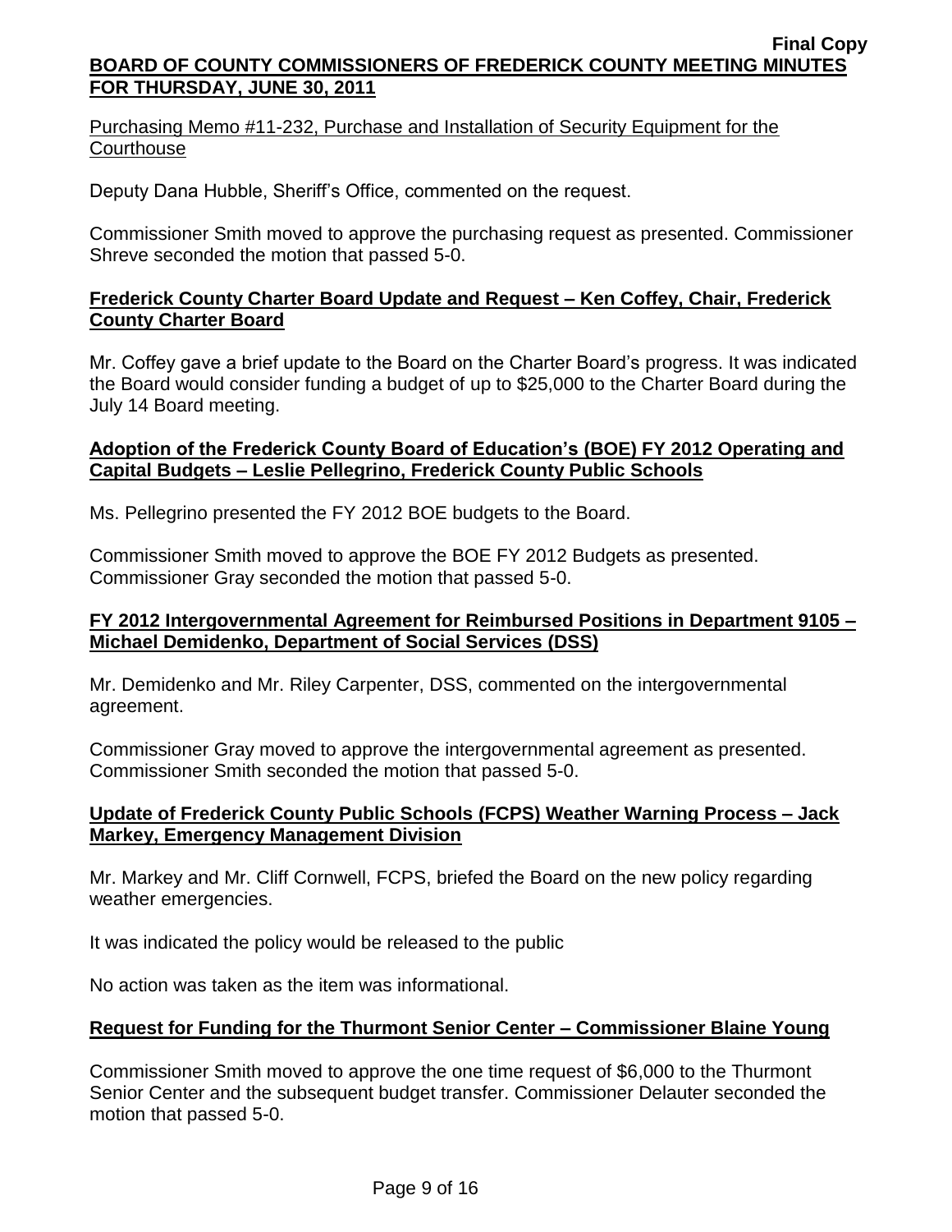Purchasing Memo #11-232, Purchase and Installation of Security Equipment for the Courthouse

Deputy Dana Hubble, Sheriff's Office, commented on the request.

Commissioner Smith moved to approve the purchasing request as presented. Commissioner Shreve seconded the motion that passed 5-0.

**Frederick County Charter Board Update and Request – Ken Coffey, Chair, Frederick County Charter Board**

Mr. Coffey gave a brief update to the Board on the Charter Board's progress. It was indicated the Board would consider funding a budget of up to $25,000 to the Charter Board during the July 14 Board meeting.

**Adoption of the Frederick County Board of Education's (BOE) FY 2012 Operating and Capital Budgets – Leslie Pellegrino, Frederick County Public Schools**

Ms. Pellegrino presented the FY 2012 BOE budgets to the Board.

Commissioner Smith moved to approve the BOE FY 2012 Budgets as presented. Commissioner Gray seconded the motion that passed 5-0.

**FY 2012 Intergovernmental Agreement for Reimbursed Positions in Department 9105 – Michael Demidenko, Department of Social Services (DSS)**

Mr. Demidenko and Mr. Riley Carpenter, DSS, commented on the intergovernmental agreement.

Commissioner Gray moved to approve the intergovernmental agreement as presented. Commissioner Smith seconded the motion that passed 5-0.

**Update of Frederick County Public Schools (FCPS) Weather Warning Process – Jack Markey, Emergency Management Division**

Mr. Markey and Mr. Cliff Cornwell, FCPS, briefed the Board on the new policy regarding weather emergencies.

It was indicated the policy would be released to the public

No action was taken as the item was informational.

**Request for Funding for the Thurmont Senior Center – Commissioner Blaine Young**

Commissioner Smith moved to approve the one time request of $6,000 to the Thurmont Senior Center and the subsequent budget transfer. Commissioner Delauter seconded the motion that passed 5-0.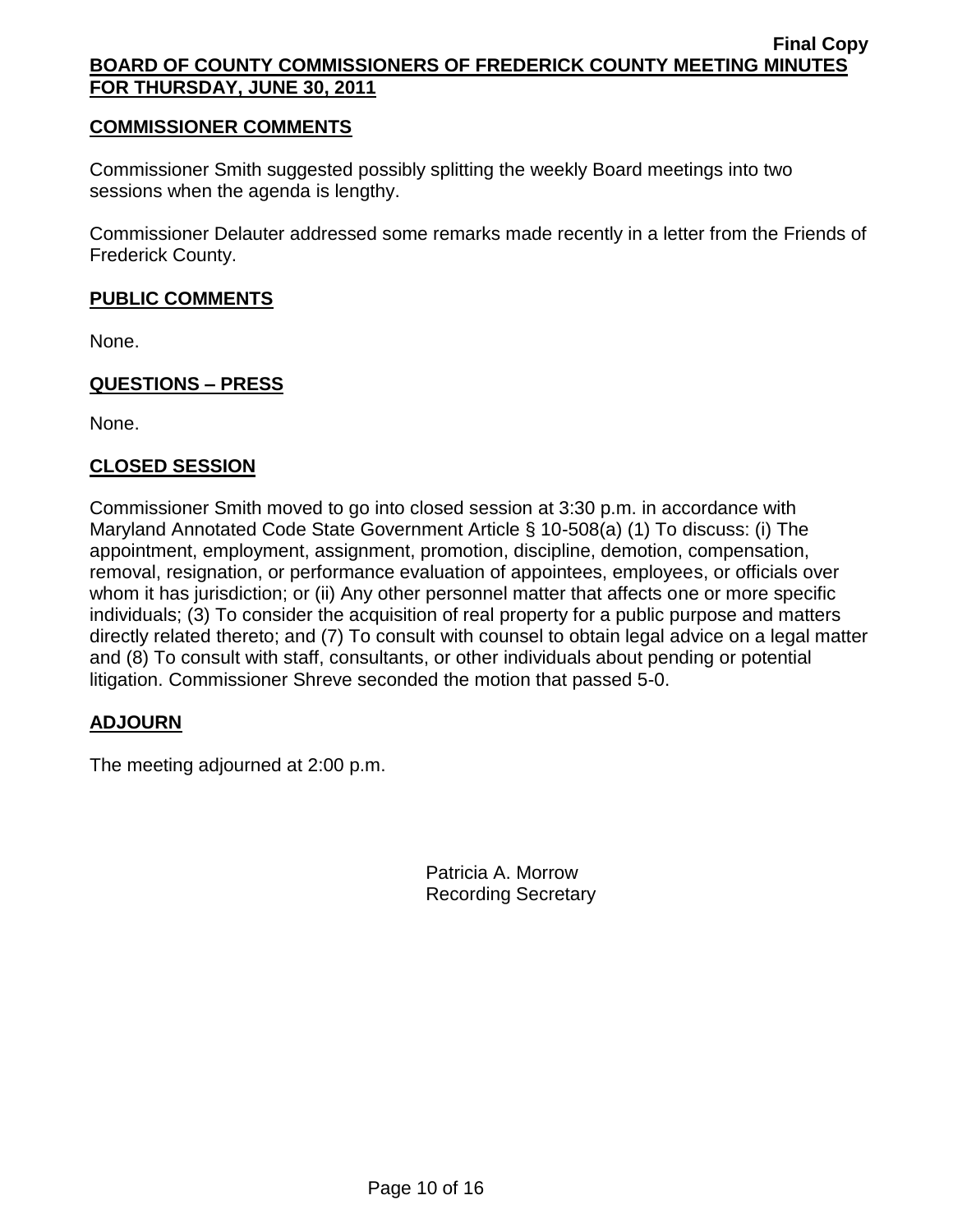**COMMISSIONER COMMENTS**

Commissioner Smith suggested possibly splitting the weekly Board meetings into two sessions when the agenda is lengthy.

Commissioner Delauter addressed some remarks made recently in a letter from the Friends of Frederick County.

**PUBLIC COMMENTS**

None.

**QUESTIONS – PRESS**

None.

**CLOSED SESSION**

Commissioner Smith moved to go into closed session at 3:30 p.m. in accordance with Maryland Annotated Code State Government Article § 10-508(a) (1) To discuss: (i) The appointment, employment, assignment, promotion, discipline, demotion, compensation, removal, resignation, or performance evaluation of appointees, employees, or officials over whom it has jurisdiction; or (ii) Any other personnel matter that affects one or more specific individuals; (3) To consider the acquisition of real property for a public purpose and matters directly related thereto; and (7) To consult with counsel to obtain legal advice on a legal matter and (8) To consult with staff, consultants, or other individuals about pending or potential litigation. Commissioner Shreve seconded the motion that passed 5-0.

**ADJOURN**

The meeting adjourned at 2:00 p.m.

Patricia A. Morrow
Recording Secretary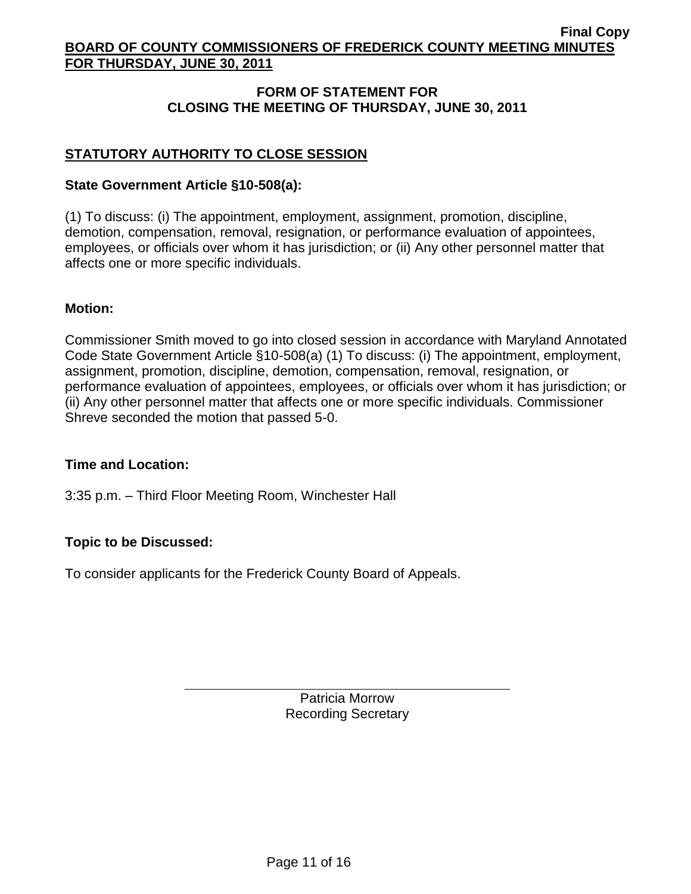## FORM OF STATEMENT FOR CLOSING THE MEETING OF THURSDAY, JUNE 30, 2011

### STATUTORY AUTHORITY TO CLOSE SESSION

**State Government Article §10-508(a):**

(1) To discuss: (i) The appointment, employment, assignment, promotion, discipline, demotion, compensation, removal, resignation, or performance evaluation of appointees, employees, or officials over whom it has jurisdiction; or (ii) Any other personnel matter that affects one or more specific individuals.

**Motion:**

Commissioner Smith moved to go into closed session in accordance with Maryland Annotated Code State Government Article §10-508(a) (1) To discuss: (i) The appointment, employment, assignment, promotion, discipline, demotion, compensation, removal, resignation, or performance evaluation of appointees, employees, or officials over whom it has jurisdiction; or (ii) Any other personnel matter that affects one or more specific individuals. Commissioner Shreve seconded the motion that passed 5-0.

**Time and Location:**

3:35 p.m. – Third Floor Meeting Room, Winchester Hall

**Topic to be Discussed:**

To consider applicants for the Frederick County Board of Appeals.

Patricia Morrow
Recording Secretary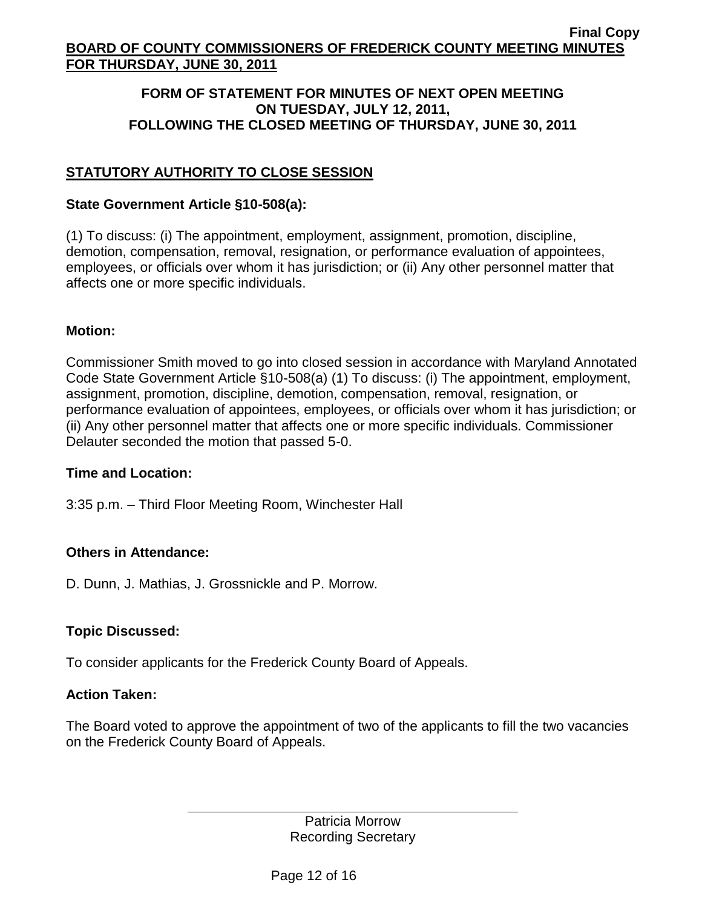## FORM OF STATEMENT FOR MINUTES OF NEXT OPEN MEETING ON TUESDAY, JULY 12, 2011, FOLLOWING THE CLOSED MEETING OF THURSDAY, JUNE 30, 2011

### STATUTORY AUTHORITY TO CLOSE SESSION

**State Government Article §10-508(a):**

(1) To discuss: (i) The appointment, employment, assignment, promotion, discipline, demotion, compensation, removal, resignation, or performance evaluation of appointees, employees, or officials over whom it has jurisdiction; or (ii) Any other personnel matter that affects one or more specific individuals.

**Motion:**

Commissioner Smith moved to go into closed session in accordance with Maryland Annotated Code State Government Article §10-508(a) (1) To discuss: (i) The appointment, employment, assignment, promotion, discipline, demotion, compensation, removal, resignation, or performance evaluation of appointees, employees, or officials over whom it has jurisdiction; or (ii) Any other personnel matter that affects one or more specific individuals. Commissioner Delauter seconded the motion that passed 5-0.

**Time and Location:**

3:35 p.m. – Third Floor Meeting Room, Winchester Hall

**Others in Attendance:**

D. Dunn, J. Mathias, J. Grossnickle and P. Morrow.

**Topic Discussed:**

To consider applicants for the Frederick County Board of Appeals.

**Action Taken:**

The Board voted to approve the appointment of two of the applicants to fill the two vacancies on the Frederick County Board of Appeals.

Patricia Morrow
Recording Secretary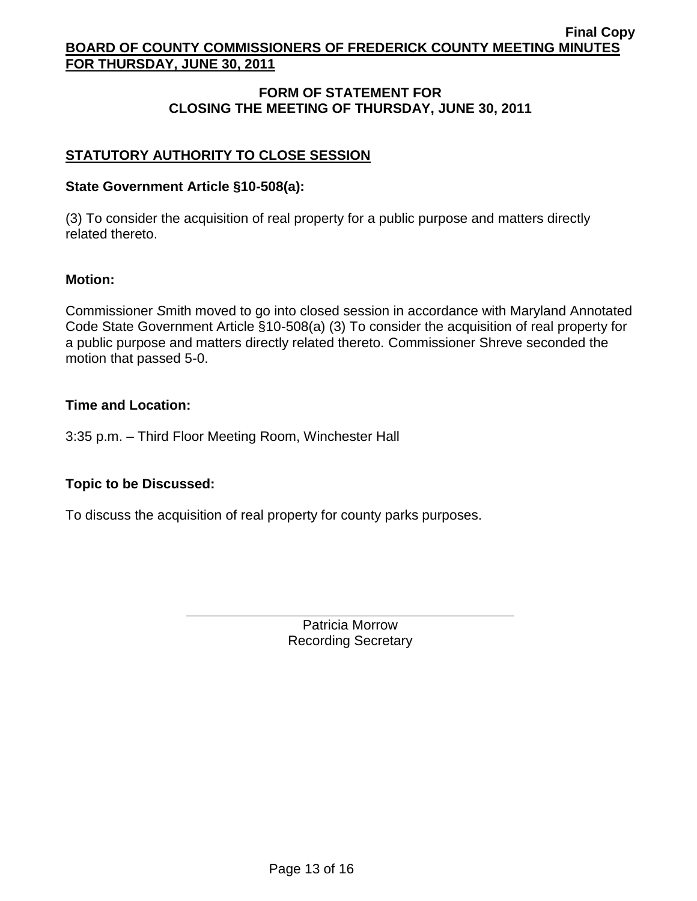## FORM OF STATEMENT FOR CLOSING THE MEETING OF THURSDAY, JUNE 30, 2011

### STATUTORY AUTHORITY TO CLOSE SESSION

**State Government Article §10-508(a):**

(3) To consider the acquisition of real property for a public purpose and matters directly related thereto.

**Motion:**

Commissioner Smith moved to go into closed session in accordance with Maryland Annotated Code State Government Article §10-508(a) (3) To consider the acquisition of real property for a public purpose and matters directly related thereto. Commissioner Shreve seconded the motion that passed 5-0.

**Time and Location:**

3:35 p.m. – Third Floor Meeting Room, Winchester Hall

**Topic to be Discussed:**

To discuss the acquisition of real property for county parks purposes.

Patricia Morrow
Recording Secretary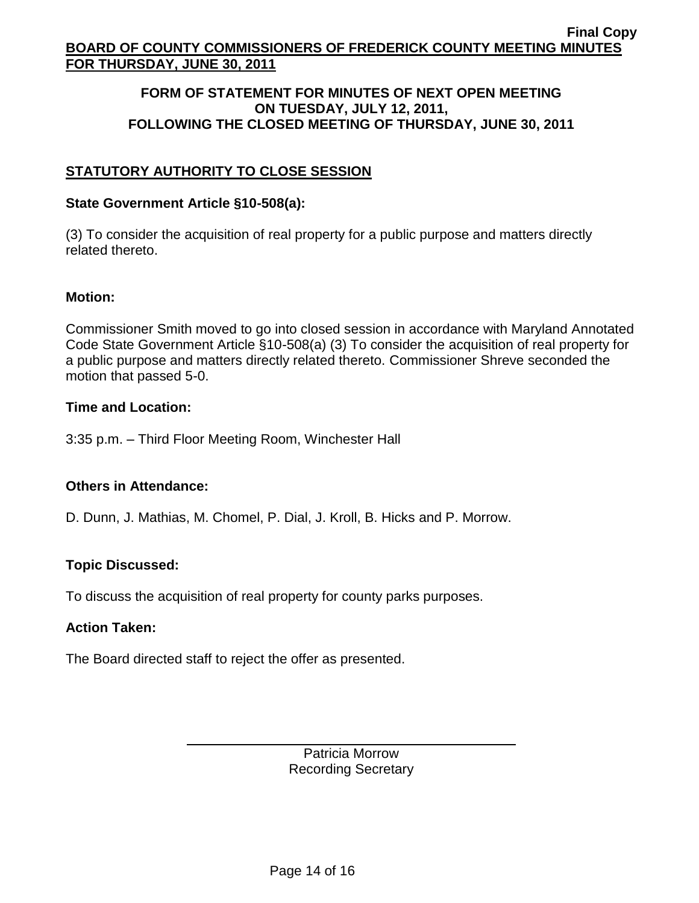## FORM OF STATEMENT FOR MINUTES OF NEXT OPEN MEETING ON TUESDAY, JULY 12, 2011, FOLLOWING THE CLOSED MEETING OF THURSDAY, JUNE 30, 2011

### STATUTORY AUTHORITY TO CLOSE SESSION

**State Government Article §10-508(a):**

(3) To consider the acquisition of real property for a public purpose and matters directly related thereto.

**Motion:**

Commissioner Smith moved to go into closed session in accordance with Maryland Annotated Code State Government Article §10-508(a) (3) To consider the acquisition of real property for a public purpose and matters directly related thereto. Commissioner Shreve seconded the motion that passed 5-0.

**Time and Location:**

3:35 p.m. – Third Floor Meeting Room, Winchester Hall

**Others in Attendance:**

D. Dunn, J. Mathias, M. Chomel, P. Dial, J. Kroll, B. Hicks and P. Morrow.

**Topic Discussed:**

To discuss the acquisition of real property for county parks purposes.

**Action Taken:**

The Board directed staff to reject the offer as presented.

Patricia Morrow
Recording Secretary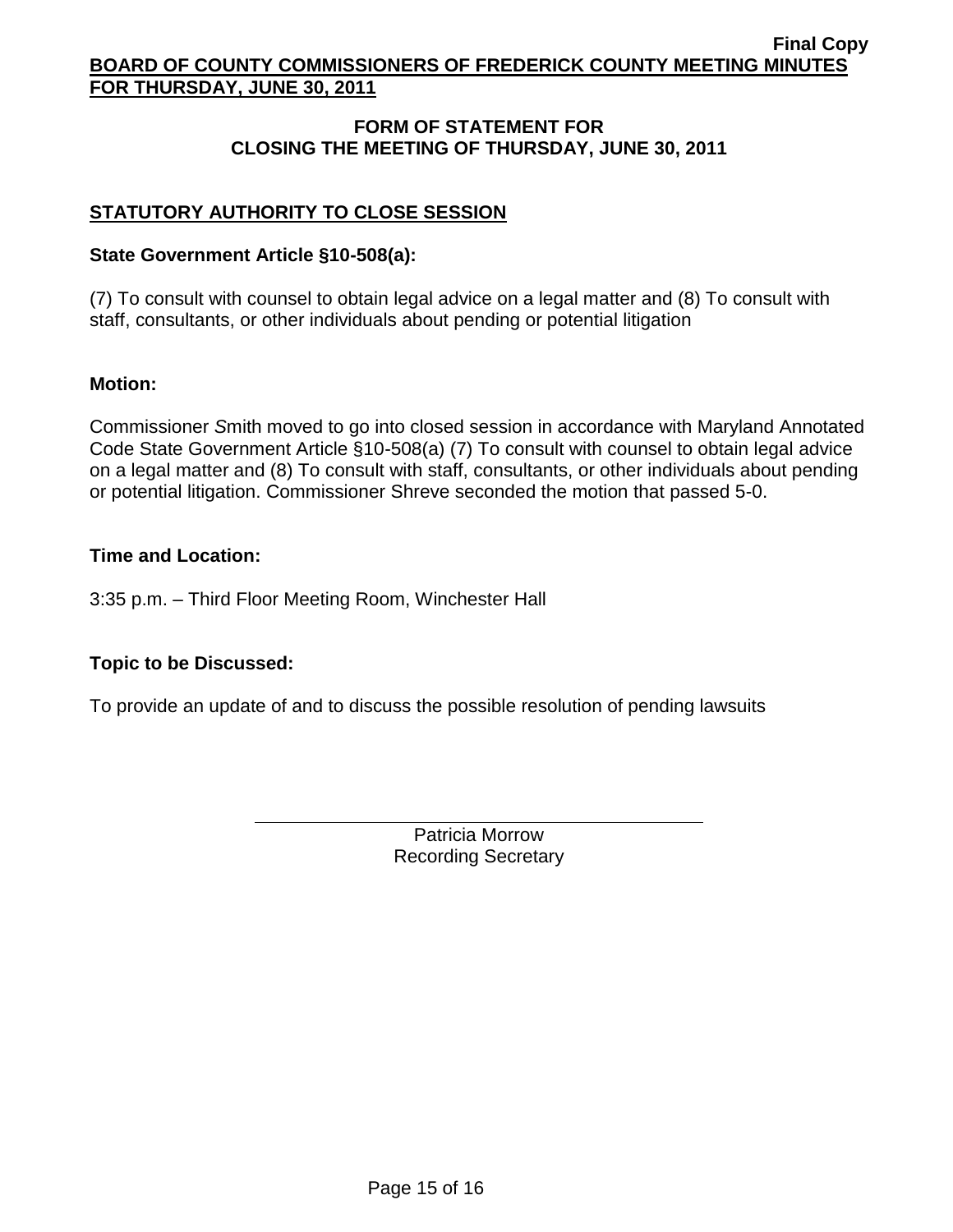**Final Copy**

**BOARD OF COUNTY COMMISSIONERS OF FREDERICK COUNTY MEETING MINUTES FOR THURSDAY, JUNE 30, 2011**

## FORM OF STATEMENT FOR CLOSING THE MEETING OF THURSDAY, JUNE 30, 2011

### STATUTORY AUTHORITY TO CLOSE SESSION

**State Government Article §10-508(a):**

(7) To consult with counsel to obtain legal advice on a legal matter and (8) To consult with staff, consultants, or other individuals about pending or potential litigation

**Motion:**

Commissioner Smith moved to go into closed session in accordance with Maryland Annotated Code State Government Article §10-508(a) (7) To consult with counsel to obtain legal advice on a legal matter and (8) To consult with staff, consultants, or other individuals about pending or potential litigation. Commissioner Shreve seconded the motion that passed 5-0.

**Time and Location:**

3:35 p.m. – Third Floor Meeting Room, Winchester Hall

**Topic to be Discussed:**

To provide an update of and to discuss the possible resolution of pending lawsuits

Patricia Morrow
Recording Secretary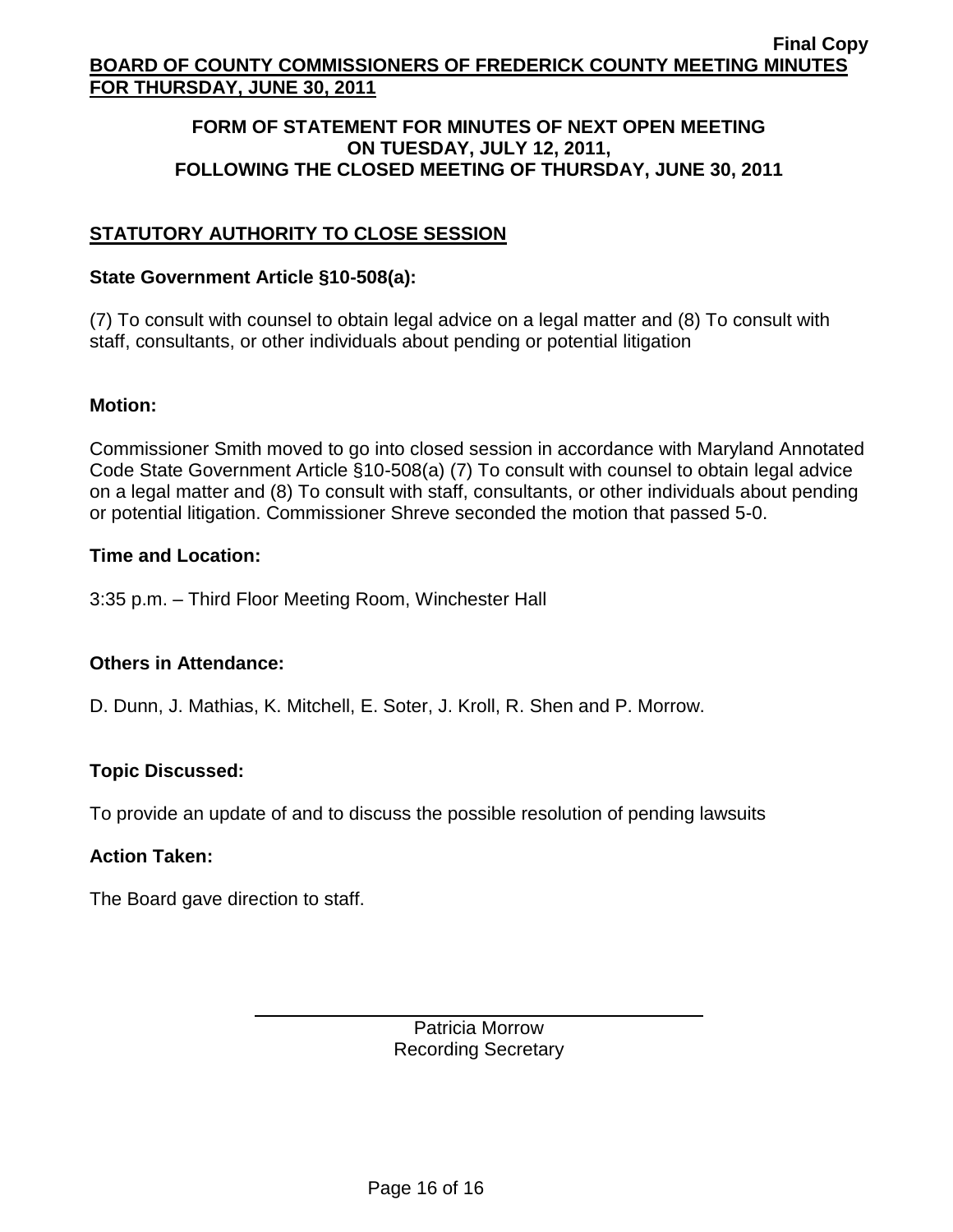**BOARD OF COUNTY COMMISSIONERS OF FREDERICK COUNTY MEETING MINUTES FOR THURSDAY, JUNE 30, 2011**

**FORM OF STATEMENT FOR MINUTES OF NEXT OPEN MEETING ON TUESDAY, JULY 12, 2011, FOLLOWING THE CLOSED MEETING OF THURSDAY, JUNE 30, 2011**

## STATUTORY AUTHORITY TO CLOSE SESSION

**State Government Article §10-508(a):**

(7) To consult with counsel to obtain legal advice on a legal matter and (8) To consult with staff, consultants, or other individuals about pending or potential litigation

**Motion:**

Commissioner Smith moved to go into closed session in accordance with Maryland Annotated Code State Government Article §10-508(a) (7) To consult with counsel to obtain legal advice on a legal matter and (8) To consult with staff, consultants, or other individuals about pending or potential litigation. Commissioner Shreve seconded the motion that passed 5-0.

**Time and Location:**

3:35 p.m. – Third Floor Meeting Room, Winchester Hall

**Others in Attendance:**

D. Dunn, J. Mathias, K. Mitchell, E. Soter, J. Kroll, R. Shen and P. Morrow.

**Topic Discussed:**

To provide an update of and to discuss the possible resolution of pending lawsuits

**Action Taken:**

The Board gave direction to staff.

Patricia Morrow
Recording Secretary